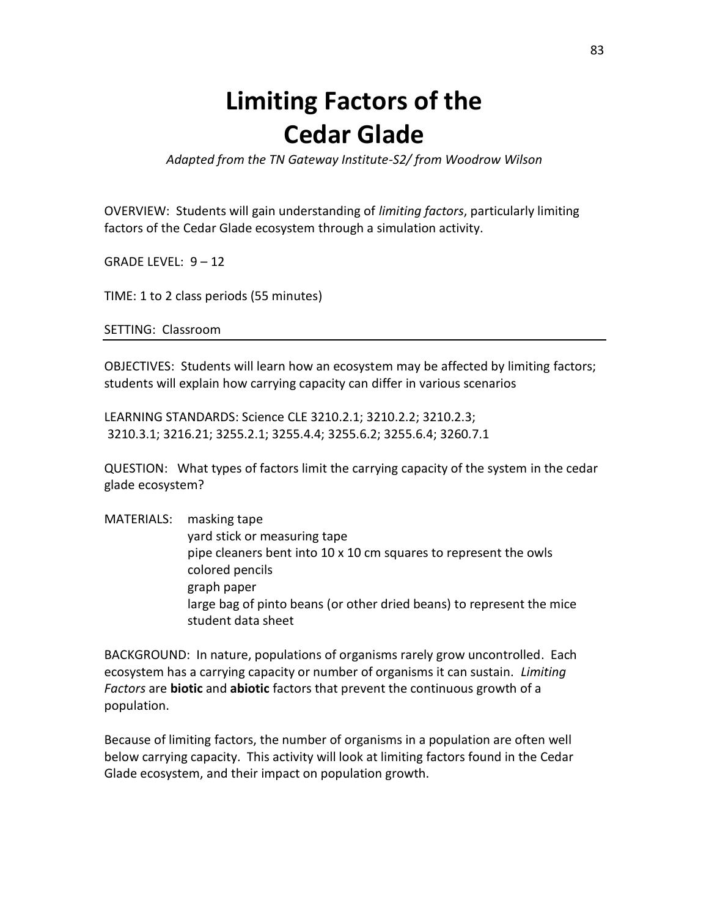# Limiting Factors of the Cedar Glade

*Adapted from the TN Gateway Institute-S2/ from Woodrow Wilson*

OVERVIEW: Students will gain understanding of *limiting factors*, particularly limiting factors of the Cedar Glade ecosystem through a simulation activity.

GRADE LEVEL: 9 – 12

TIME: 1 to 2 class periods (55 minutes)

SETTING: Classroom

---

OBJECTIVES: Students will learn how an ecosystem may be affected by limiting factors; students will explain how carrying capacity can differ in various scenarios

LEARNING STANDARDS: Science CLE 3210.2.1; 3210.2.2; 3210.2.3; 3210.3.1; 3216.21; 3255.2.1; 3255.4.4; 3255.6.2; 3255.6.4; 3260.7.1

QUESTION: What types of factors limit the carrying capacity of the system in the cedar glade ecosystem?

MATERIALS:
- masking tape
- yard stick or measuring tape
- pipe cleaners bent into 10 x 10 cm squares to represent the owls
- colored pencils
- graph paper
- large bag of pinto beans (or other dried beans) to represent the mice
- student data sheet

BACKGROUND: In nature, populations of organisms rarely grow uncontrolled. Each ecosystem has a carrying capacity or number of organisms it can sustain. *Limiting Factors* are **biotic** and **abiotic** factors that prevent the continuous growth of a population.

Because of limiting factors, the number of organisms in a population are often well below carrying capacity. This activity will look at limiting factors found in the Cedar Glade ecosystem, and their impact on population growth.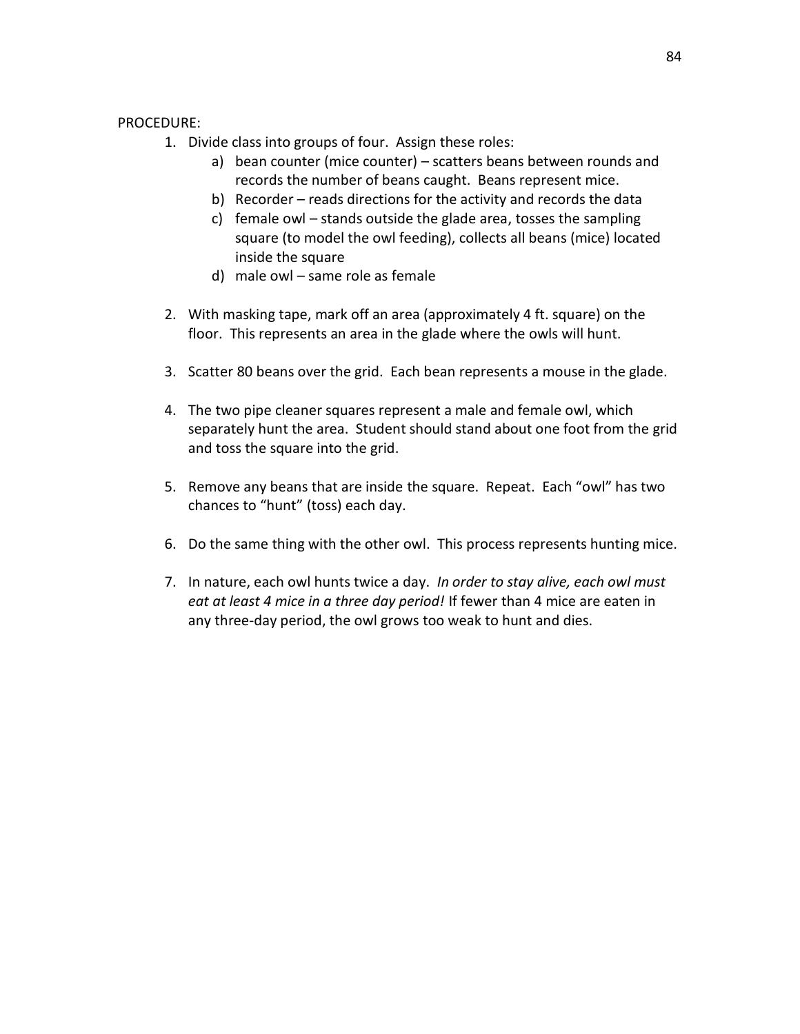PROCEDURE:

1. Divide class into groups of four. Assign these roles:
   a) bean counter (mice counter) – scatters beans between rounds and records the number of beans caught. Beans represent mice.
   b) Recorder – reads directions for the activity and records the data
   c) female owl – stands outside the glade area, tosses the sampling square (to model the owl feeding), collects all beans (mice) located inside the square
   d) male owl – same role as female

2. With masking tape, mark off an area (approximately 4 ft. square) on the floor. This represents an area in the glade where the owls will hunt.

3. Scatter 80 beans over the grid. Each bean represents a mouse in the glade.

4. The two pipe cleaner squares represent a male and female owl, which separately hunt the area. Student should stand about one foot from the grid and toss the square into the grid.

5. Remove any beans that are inside the square. Repeat. Each "owl" has two chances to "hunt" (toss) each day.

6. Do the same thing with the other owl. This process represents hunting mice.

7. In nature, each owl hunts twice a day. *In order to stay alive, each owl must eat at least 4 mice in a three day period!* If fewer than 4 mice are eaten in any three-day period, the owl grows too weak to hunt and dies.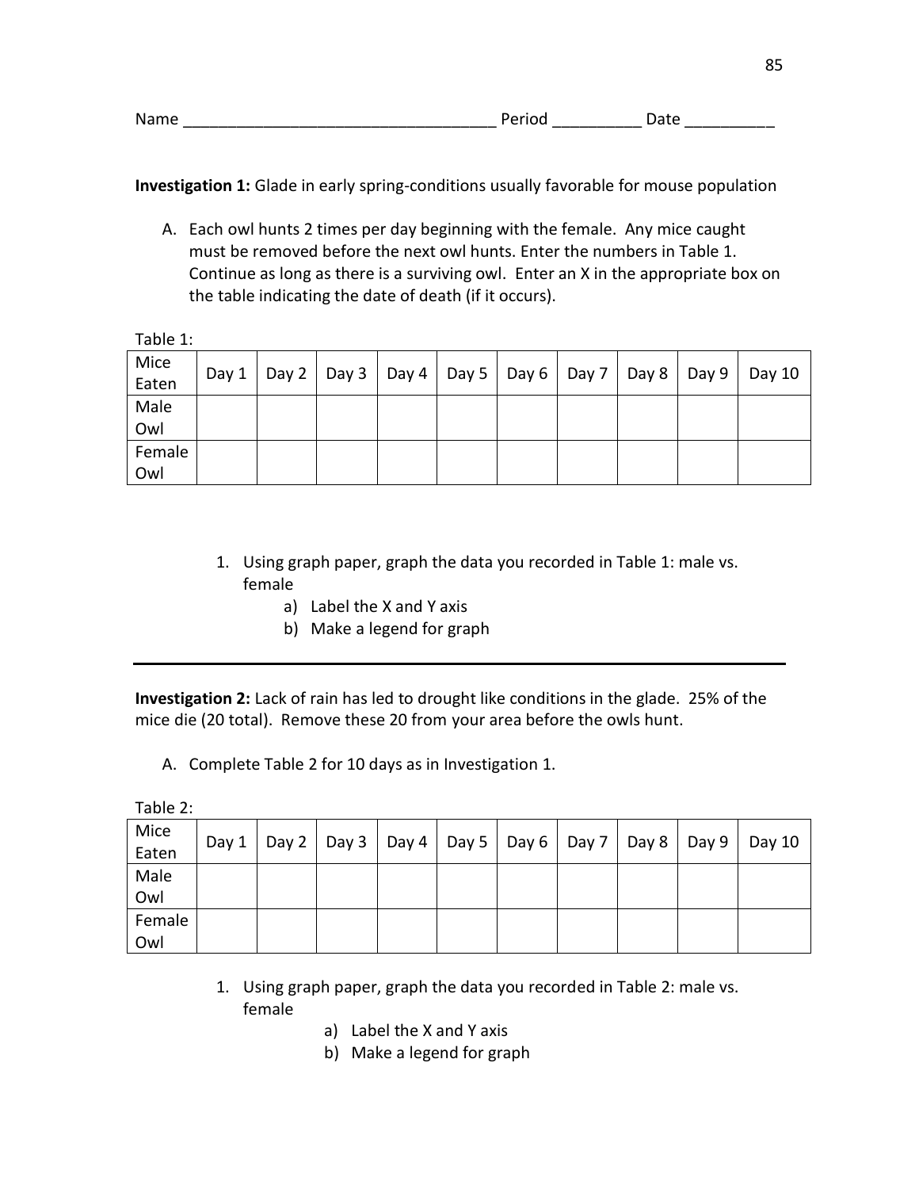Name ___________________________________ Period __________ Date __________

**Investigation 1:** Glade in early spring-conditions usually favorable for mouse population

A. Each owl hunts 2 times per day beginning with the female. Any mice caught must be removed before the next owl hunts. Enter the numbers in Table 1. Continue as long as there is a surviving owl. Enter an X in the appropriate box on the table indicating the date of death (if it occurs).

Table 1:

| Mice Eaten | Day 1 | Day 2 | Day 3 | Day 4 | Day 5 | Day 6 | Day 7 | Day 8 | Day 9 | Day 10 |
|---|---|---|---|---|---|---|---|---|---|---|
| Male Owl | | | | | | | | | | |
| Female Owl | | | | | | | | | | |

1. Using graph paper, graph the data you recorded in Table 1: male vs. female
   a) Label the X and Y axis
   b) Make a legend for graph

---

**Investigation 2:** Lack of rain has led to drought like conditions in the glade. 25% of the mice die (20 total). Remove these 20 from your area before the owls hunt.

A. Complete Table 2 for 10 days as in Investigation 1.

Table 2:

| Mice Eaten | Day 1 | Day 2 | Day 3 | Day 4 | Day 5 | Day 6 | Day 7 | Day 8 | Day 9 | Day 10 |
|---|---|---|---|---|---|---|---|---|---|---|
| Male Owl | | | | | | | | | | |
| Female Owl | | | | | | | | | | |

1. Using graph paper, graph the data you recorded in Table 2: male vs. female
   a) Label the X and Y axis
   b) Make a legend for graph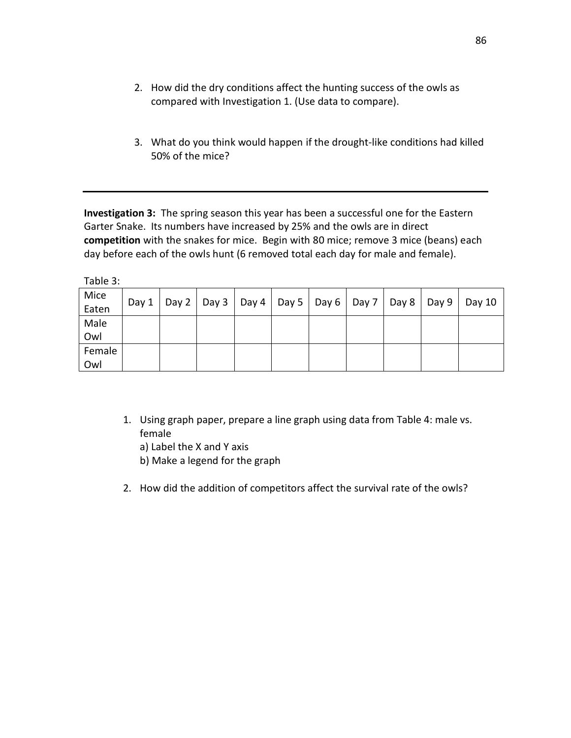2. How did the dry conditions affect the hunting success of the owls as compared with Investigation 1. (Use data to compare).

3. What do you think would happen if the drought-like conditions had killed 50% of the mice?

---

**Investigation 3:** The spring season this year has been a successful one for the Eastern Garter Snake. Its numbers have increased by 25% and the owls are in direct **competition** with the snakes for mice. Begin with 80 mice; remove 3 mice (beans) each day before each of the owls hunt (6 removed total each day for male and female).

Table 3:

| Mice Eaten | Day 1 | Day 2 | Day 3 | Day 4 | Day 5 | Day 6 | Day 7 | Day 8 | Day 9 | Day 10 |
|---|---|---|---|---|---|---|---|---|---|---|
| Male Owl | | | | | | | | | | |
| Female Owl | | | | | | | | | | |

1. Using graph paper, prepare a line graph using data from Table 4: male vs. female
   a) Label the X and Y axis
   b) Make a legend for the graph

2. How did the addition of competitors affect the survival rate of the owls?